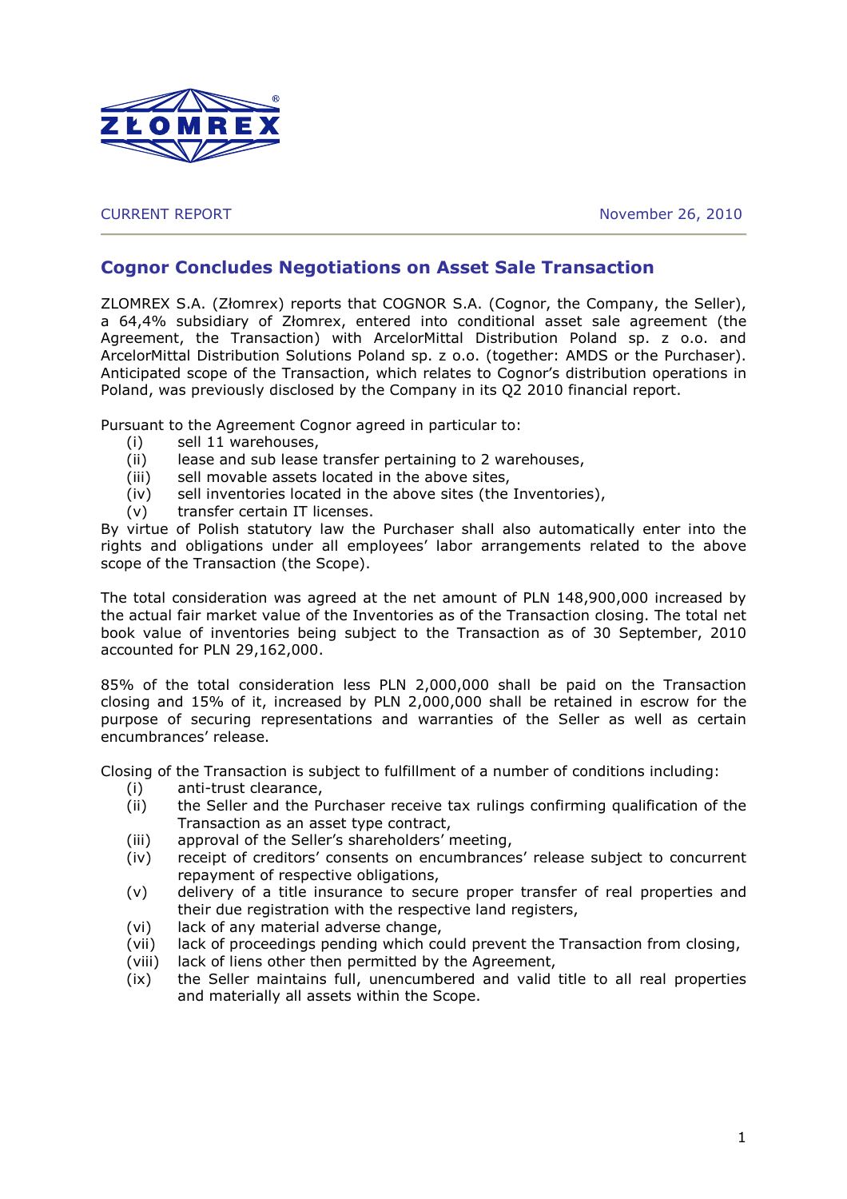ZŁOMREX

CURRENT REPORT November 26, 2010

# Cognor Concludes Negotiations on Asset Sale Transaction

ZLOMREX S.A. (Złomrex) reports that COGNOR S.A. (Cognor, the Company, the Seller), a 64,4% subsidiary of Złomrex, entered into conditional asset sale agreement (the Agreement, the Transaction) with ArcelorMittal Distribution Poland sp. z o.o. and ArcelorMittal Distribution Solutions Poland sp. z o.o. (together: AMDS or the Purchaser). Anticipated scope of the Transaction, which relates to Cognor's distribution operations in Poland, was previously disclosed by the Company in its Q2 2010 financial report.

Pursuant to the Agreement Cognor agreed in particular to:

- (i) sell 11 warehouses,
- (ii) lease and sub lease transfer pertaining to 2 warehouses,
- (iii) sell movable assets located in the above sites,
- (iv) sell inventories located in the above sites (the Inventories),
- (v) transfer certain IT licenses.

By virtue of Polish statutory law the Purchaser shall also automatically enter into the rights and obligations under all employees' labor arrangements related to the above scope of the Transaction (the Scope).

The total consideration was agreed at the net amount of PLN 148,900,000 increased by the actual fair market value of the Inventories as of the Transaction closing. The total net book value of inventories being subject to the Transaction as of 30 September, 2010 accounted for PLN 29,162,000.

85% of the total consideration less PLN 2,000,000 shall be paid on the Transaction closing and 15% of it, increased by PLN 2,000,000 shall be retained in escrow for the purpose of securing representations and warranties of the Seller as well as certain encumbrances' release.

Closing of the Transaction is subject to fulfillment of a number of conditions including:

- (i) anti-trust clearance,
- (ii) the Seller and the Purchaser receive tax rulings confirming qualification of the Transaction as an asset type contract,
- (iii) approval of the Seller's shareholders' meeting,
- (iv) receipt of creditors' consents on encumbrances' release subject to concurrent repayment of respective obligations,
- (v) delivery of a title insurance to secure proper transfer of real properties and their due registration with the respective land registers,
- (vi) lack of any material adverse change,
- (vii) lack of proceedings pending which could prevent the Transaction from closing,
- (viii) lack of liens other then permitted by the Agreement,
- (ix) the Seller maintains full, unencumbered and valid title to all real properties and materially all assets within the Scope.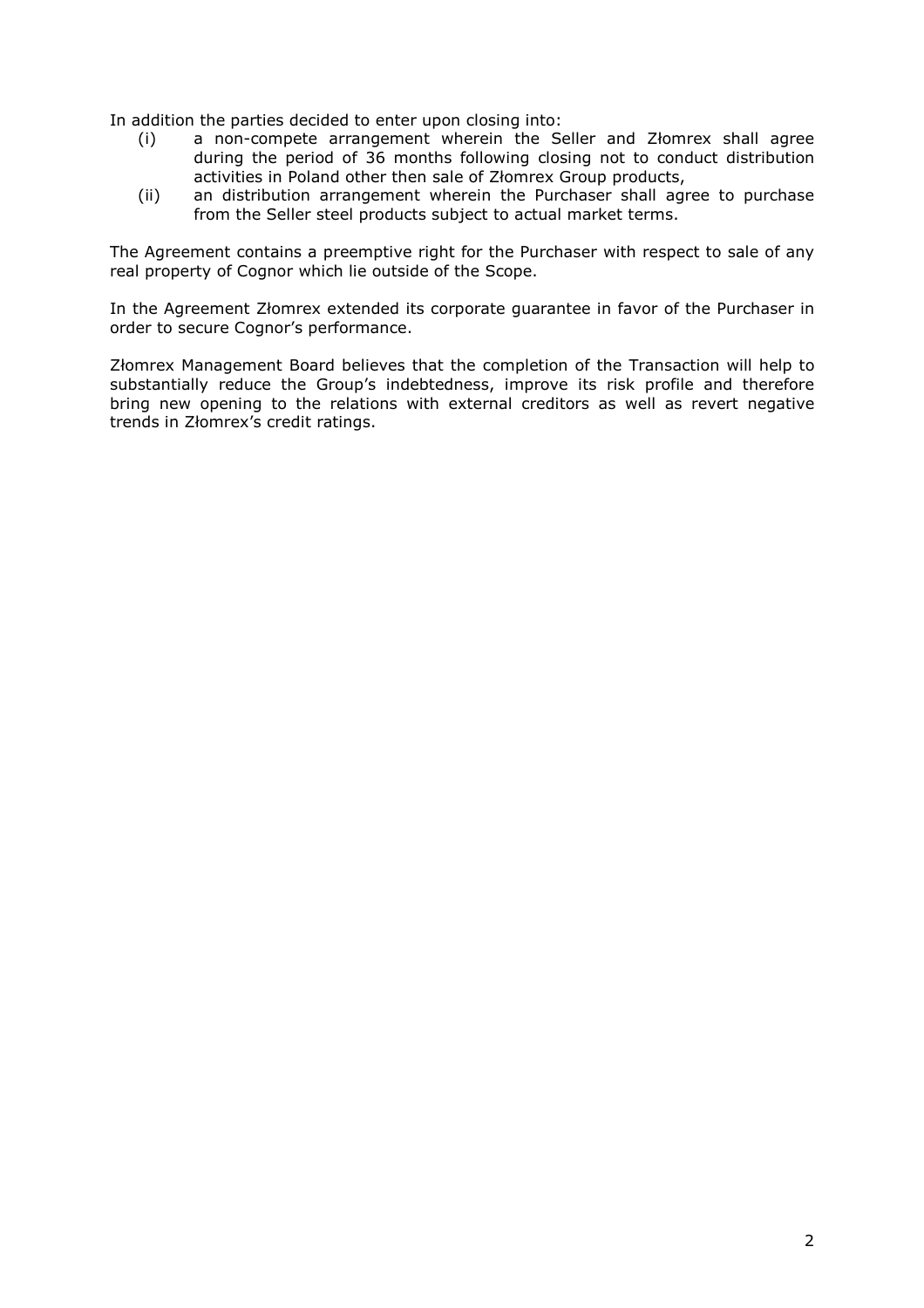In addition the parties decided to enter upon closing into:

(i) a non-compete arrangement wherein the Seller and Złomrex shall agree during the period of 36 months following closing not to conduct distribution activities in Poland other then sale of Złomrex Group products,

(ii) an distribution arrangement wherein the Purchaser shall agree to purchase from the Seller steel products subject to actual market terms.

The Agreement contains a preemptive right for the Purchaser with respect to sale of any real property of Cognor which lie outside of the Scope.

In the Agreement Złomrex extended its corporate guarantee in favor of the Purchaser in order to secure Cognor's performance.

Złomrex Management Board believes that the completion of the Transaction will help to substantially reduce the Group's indebtedness, improve its risk profile and therefore bring new opening to the relations with external creditors as well as revert negative trends in Złomrex's credit ratings.